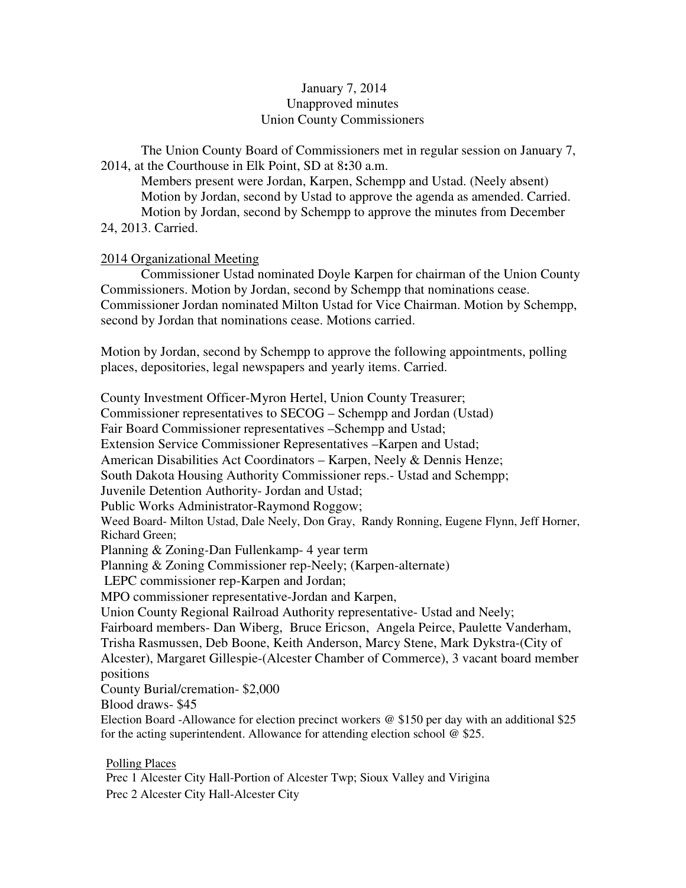January 7, 2014
Unapproved minutes
Union County Commissioners

The Union County Board of Commissioners met in regular session on January 7, 2014, at the Courthouse in Elk Point, SD at 8:30 a.m.

Members present were Jordan, Karpen, Schempp and Ustad. (Neely absent)

Motion by Jordan, second by Ustad to approve the agenda as amended. Carried.

Motion by Jordan, second by Schempp to approve the minutes from December 24, 2013. Carried.

2014 Organizational Meeting

Commissioner Ustad nominated Doyle Karpen for chairman of the Union County Commissioners. Motion by Jordan, second by Schempp that nominations cease. Commissioner Jordan nominated Milton Ustad for Vice Chairman. Motion by Schempp, second by Jordan that nominations cease. Motions carried.

Motion by Jordan, second by Schempp to approve the following appointments, polling places, depositories, legal newspapers and yearly items. Carried.

County Investment Officer-Myron Hertel, Union County Treasurer;
Commissioner representatives to SECOG – Schempp and Jordan (Ustad)
Fair Board Commissioner representatives –Schempp and Ustad;
Extension Service Commissioner Representatives –Karpen and Ustad;
American Disabilities Act Coordinators – Karpen, Neely & Dennis Henze;
South Dakota Housing Authority Commissioner reps.- Ustad and Schempp;
Juvenile Detention Authority- Jordan and Ustad;
Public Works Administrator-Raymond Roggow;
Weed Board- Milton Ustad, Dale Neely, Don Gray, Randy Ronning, Eugene Flynn, Jeff Horner, Richard Green;
Planning & Zoning-Dan Fullenkamp- 4 year term
Planning & Zoning Commissioner rep-Neely; (Karpen-alternate)
LEPC commissioner rep-Karpen and Jordan;
MPO commissioner representative-Jordan and Karpen,
Union County Regional Railroad Authority representative- Ustad and Neely;
Fairboard members- Dan Wiberg, Bruce Ericson, Angela Peirce, Paulette Vanderham, Trisha Rasmussen, Deb Boone, Keith Anderson, Marcy Stene, Mark Dykstra-(City of Alcester), Margaret Gillespie-(Alcester Chamber of Commerce), 3 vacant board member positions
County Burial/cremation- $2,000
Blood draws- $45
Election Board -Allowance for election precinct workers @ $150 per day with an additional $25 for the acting superintendent. Allowance for attending election school @ $25.

Polling Places

Prec 1 Alcester City Hall-Portion of Alcester Twp; Sioux Valley and Virigina
Prec 2 Alcester City Hall-Alcester City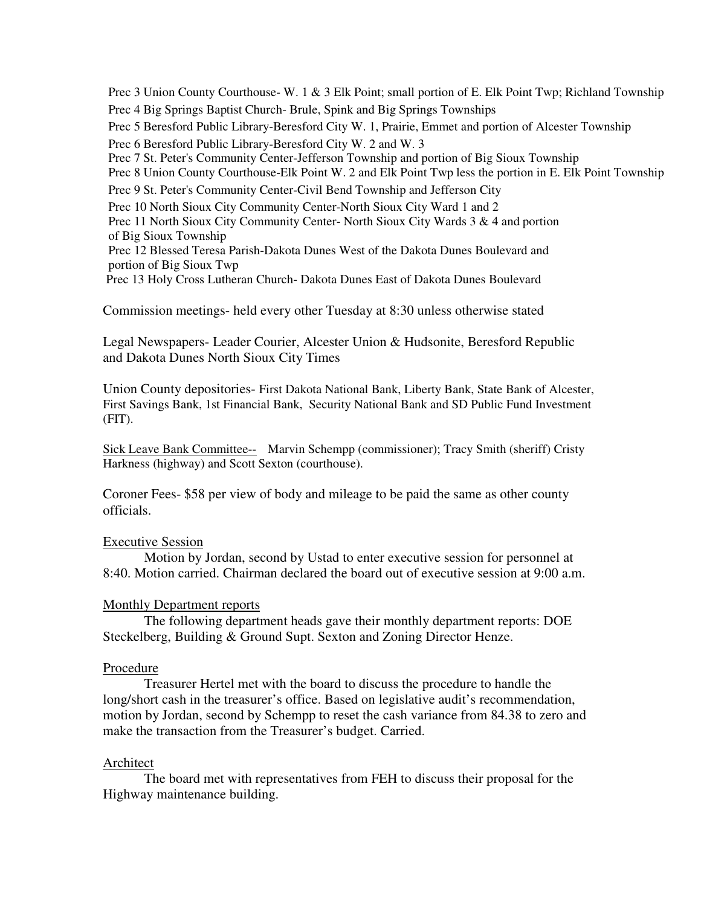Prec 3 Union County Courthouse- W. 1 & 3 Elk Point; small portion of E. Elk Point Twp; Richland Township

Prec 4 Big Springs Baptist Church- Brule, Spink and Big Springs Townships

Prec 5 Beresford Public Library-Beresford City W. 1, Prairie, Emmet and portion of Alcester Township

Prec 6 Beresford Public Library-Beresford City W. 2 and W. 3

Prec 7 St. Peter's Community Center-Jefferson Township and portion of Big Sioux Township

Prec 8 Union County Courthouse-Elk Point W. 2 and Elk Point Twp less the portion in E. Elk Point Township

Prec 9 St. Peter's Community Center-Civil Bend Township and Jefferson City

Prec 10 North Sioux City Community Center-North Sioux City Ward 1 and 2

Prec 11 North Sioux City Community Center- North Sioux City Wards 3 & 4 and portion of Big Sioux Township

Prec 12 Blessed Teresa Parish-Dakota Dunes West of the Dakota Dunes Boulevard and portion of Big Sioux Twp

Prec 13 Holy Cross Lutheran Church- Dakota Dunes East of Dakota Dunes Boulevard

Commission meetings- held every other Tuesday at 8:30 unless otherwise stated

Legal Newspapers- Leader Courier, Alcester Union & Hudsonite, Beresford Republic and Dakota Dunes North Sioux City Times

Union County depositories- First Dakota National Bank, Liberty Bank, State Bank of Alcester, First Savings Bank, 1st Financial Bank, Security National Bank and SD Public Fund Investment (FIT).

Sick Leave Bank Committee-- Marvin Schempp (commissioner); Tracy Smith (sheriff) Cristy Harkness (highway) and Scott Sexton (courthouse).

Coroner Fees- $58 per view of body and mileage to be paid the same as other county officials.

Executive Session

Motion by Jordan, second by Ustad to enter executive session for personnel at 8:40. Motion carried. Chairman declared the board out of executive session at 9:00 a.m.

Monthly Department reports

The following department heads gave their monthly department reports: DOE Steckelberg, Building & Ground Supt. Sexton and Zoning Director Henze.

Procedure

Treasurer Hertel met with the board to discuss the procedure to handle the long/short cash in the treasurer's office. Based on legislative audit's recommendation, motion by Jordan, second by Schempp to reset the cash variance from 84.38 to zero and make the transaction from the Treasurer's budget. Carried.

Architect

The board met with representatives from FEH to discuss their proposal for the Highway maintenance building.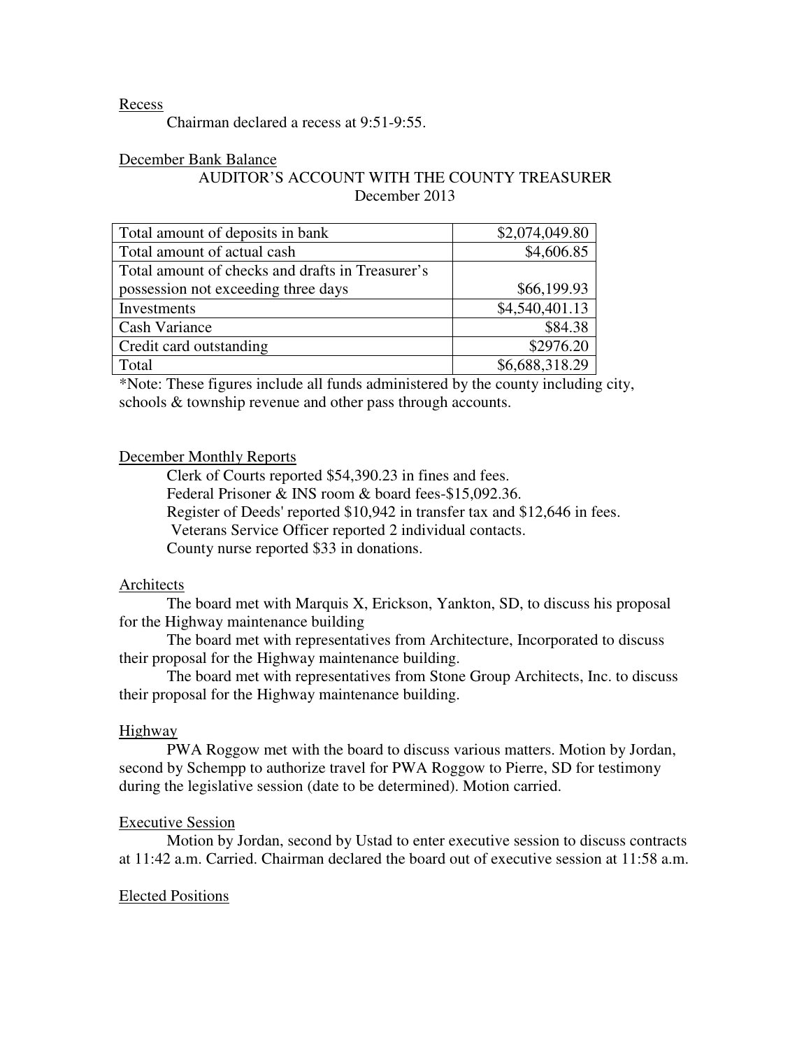Recess

Chairman declared a recess at 9:51-9:55.

December Bank Balance

AUDITOR'S ACCOUNT WITH THE COUNTY TREASURER
December 2013

| Total amount of deposits in bank | $2,074,049.80 |
| --- | --- |
| Total amount of actual cash | $4,606.85 |
| Total amount of checks and drafts in Treasurer's possession not exceeding three days | $66,199.93 |
| Investments | $4,540,401.13 |
| Cash Variance | $84.38 |
| Credit card outstanding | $2976.20 |
| Total | $6,688,318.29 |

*Note: These figures include all funds administered by the county including city, schools & township revenue and other pass through accounts.

December Monthly Reports

Clerk of Courts reported $54,390.23 in fines and fees.
Federal Prisoner & INS room & board fees-$15,092.36.
Register of Deeds' reported $10,942 in transfer tax and $12,646 in fees.
Veterans Service Officer reported 2 individual contacts.
County nurse reported $33 in donations.

Architects

The board met with Marquis X, Erickson, Yankton, SD, to discuss his proposal for the Highway maintenance building

The board met with representatives from Architecture, Incorporated to discuss their proposal for the Highway maintenance building.

The board met with representatives from Stone Group Architects, Inc. to discuss their proposal for the Highway maintenance building.

Highway

PWA Roggow met with the board to discuss various matters. Motion by Jordan, second by Schempp to authorize travel for PWA Roggow to Pierre, SD for testimony during the legislative session (date to be determined). Motion carried.

Executive Session

Motion by Jordan, second by Ustad to enter executive session to discuss contracts at 11:42 a.m. Carried. Chairman declared the board out of executive session at 11:58 a.m.

Elected Positions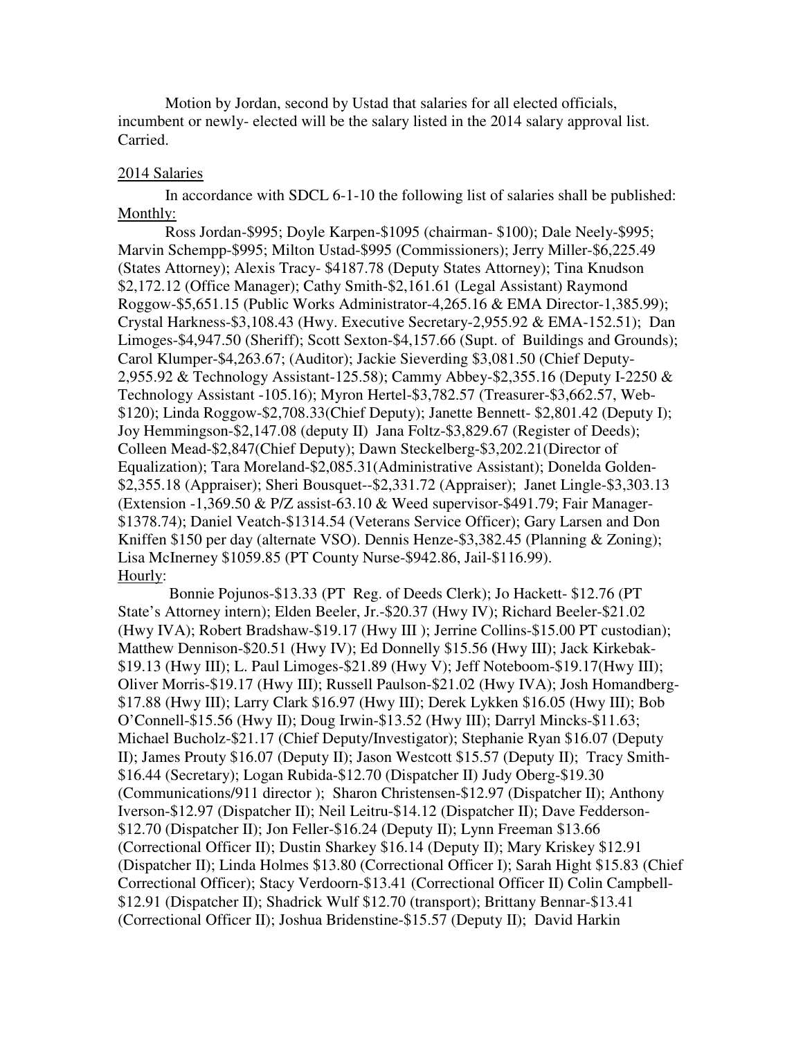Motion by Jordan, second by Ustad that salaries for all elected officials, incumbent or newly- elected will be the salary listed in the 2014 salary approval list. Carried.

2014 Salaries

In accordance with SDCL 6-1-10 the following list of salaries shall be published:

Monthly:

Ross Jordan-$995; Doyle Karpen-$1095 (chairman- $100); Dale Neely-$995; Marvin Schempp-$995; Milton Ustad-$995 (Commissioners); Jerry Miller-$6,225.49 (States Attorney); Alexis Tracy- $4187.78 (Deputy States Attorney); Tina Knudson $2,172.12 (Office Manager); Cathy Smith-$2,161.61 (Legal Assistant) Raymond Roggow-$5,651.15 (Public Works Administrator-4,265.16 & EMA Director-1,385.99); Crystal Harkness-$3,108.43 (Hwy. Executive Secretary-2,955.92 & EMA-152.51); Dan Limoges-$4,947.50 (Sheriff); Scott Sexton-$4,157.66 (Supt. of Buildings and Grounds); Carol Klumper-$4,263.67; (Auditor); Jackie Sieverding $3,081.50 (Chief Deputy-2,955.92 & Technology Assistant-125.58); Cammy Abbey-$2,355.16 (Deputy I-2250 & Technology Assistant -105.16); Myron Hertel-$3,782.57 (Treasurer-$3,662.57, Web-$120); Linda Roggow-$2,708.33(Chief Deputy); Janette Bennett- $2,801.42 (Deputy I); Joy Hemmingson-$2,147.08 (deputy II) Jana Foltz-$3,829.67 (Register of Deeds); Colleen Mead-$2,847(Chief Deputy); Dawn Steckelberg-$3,202.21(Director of Equalization); Tara Moreland-$2,085.31(Administrative Assistant); Donelda Golden-$2,355.18 (Appraiser); Sheri Bousquet--$2,331.72 (Appraiser); Janet Lingle-$3,303.13 (Extension -1,369.50 & P/Z assist-63.10 & Weed supervisor-$491.79; Fair Manager-$1378.74); Daniel Veatch-$1314.54 (Veterans Service Officer); Gary Larsen and Don Kniffen $150 per day (alternate VSO). Dennis Henze-$3,382.45 (Planning & Zoning); Lisa McInerney $1059.85 (PT County Nurse-$942.86, Jail-$116.99).

Hourly:

Bonnie Pojunos-$13.33 (PT Reg. of Deeds Clerk); Jo Hackett- $12.76 (PT State's Attorney intern); Elden Beeler, Jr.-$20.37 (Hwy IV); Richard Beeler-$21.02 (Hwy IVA); Robert Bradshaw-$19.17 (Hwy III ); Jerrine Collins-$15.00 PT custodian); Matthew Dennison-$20.51 (Hwy IV); Ed Donnelly $15.56 (Hwy III); Jack Kirkebak-$19.13 (Hwy III); L. Paul Limoges-$21.89 (Hwy V); Jeff Noteboom-$19.17(Hwy III); Oliver Morris-$19.17 (Hwy III); Russell Paulson-$21.02 (Hwy IVA); Josh Homandberg-$17.88 (Hwy III); Larry Clark $16.97 (Hwy III); Derek Lykken $16.05 (Hwy III); Bob O'Connell-$15.56 (Hwy II); Doug Irwin-$13.52 (Hwy III); Darryl Mincks-$11.63; Michael Bucholz-$21.17 (Chief Deputy/Investigator); Stephanie Ryan $16.07 (Deputy II); James Prouty $16.07 (Deputy II); Jason Westcott $15.57 (Deputy II); Tracy Smith-$16.44 (Secretary); Logan Rubida-$12.70 (Dispatcher II) Judy Oberg-$19.30 (Communications/911 director ); Sharon Christensen-$12.97 (Dispatcher II); Anthony Iverson-$12.97 (Dispatcher II); Neil Leitru-$14.12 (Dispatcher II); Dave Fedderson-$12.70 (Dispatcher II); Jon Feller-$16.24 (Deputy II); Lynn Freeman $13.66 (Correctional Officer II); Dustin Sharkey $16.14 (Deputy II); Mary Kriskey $12.91 (Dispatcher II); Linda Holmes $13.80 (Correctional Officer I); Sarah Hight $15.83 (Chief Correctional Officer); Stacy Verdoorn-$13.41 (Correctional Officer II) Colin Campbell-$12.91 (Dispatcher II); Shadrick Wulf $12.70 (transport); Brittany Bennar-$13.41 (Correctional Officer II); Joshua Bridenstine-$15.57 (Deputy II); David Harkin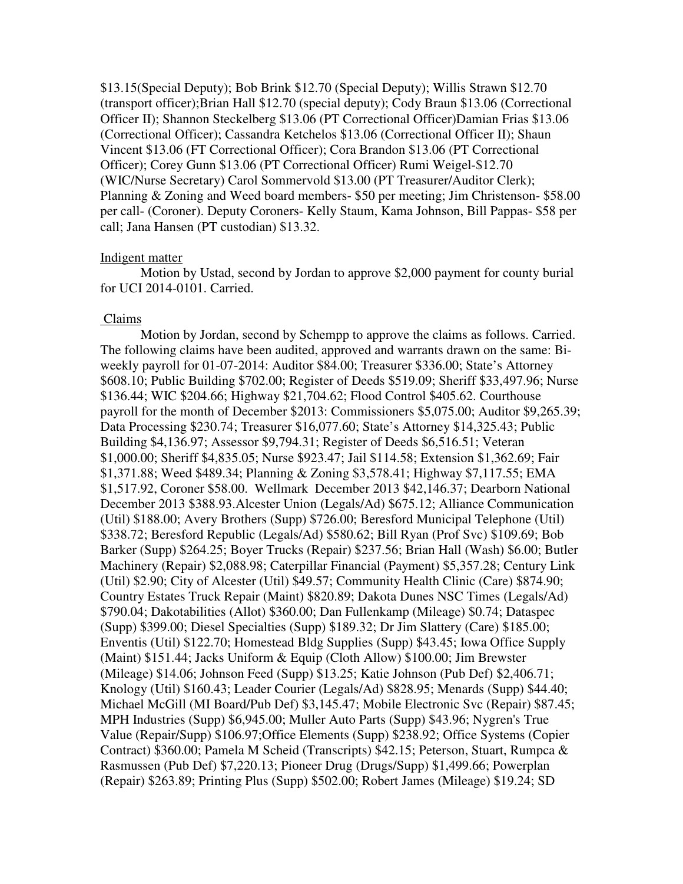$13.15(Special Deputy); Bob Brink $12.70 (Special Deputy); Willis Strawn $12.70 (transport officer);Brian Hall $12.70 (special deputy); Cody Braun $13.06 (Correctional Officer II); Shannon Steckelberg $13.06 (PT Correctional Officer)Damian Frias $13.06 (Correctional Officer); Cassandra Ketchelos $13.06 (Correctional Officer II); Shaun Vincent $13.06 (FT Correctional Officer); Cora Brandon $13.06 (PT Correctional Officer); Corey Gunn $13.06 (PT Correctional Officer) Rumi Weigel-$12.70 (WIC/Nurse Secretary) Carol Sommervold $13.00 (PT Treasurer/Auditor Clerk); Planning & Zoning and Weed board members- $50 per meeting; Jim Christenson- $58.00 per call- (Coroner). Deputy Coroners- Kelly Staum, Kama Johnson, Bill Pappas- $58 per call; Jana Hansen (PT custodian) $13.32.

Indigent matter

Motion by Ustad, second by Jordan to approve $2,000 payment for county burial for UCI 2014-0101. Carried.

Claims

Motion by Jordan, second by Schempp to approve the claims as follows. Carried. The following claims have been audited, approved and warrants drawn on the same: Bi-weekly payroll for 01-07-2014: Auditor $84.00; Treasurer $336.00; State's Attorney $608.10; Public Building $702.00; Register of Deeds $519.09; Sheriff $33,497.96; Nurse $136.44; WIC $204.66; Highway $21,704.62; Flood Control $405.62. Courthouse payroll for the month of December $2013: Commissioners $5,075.00; Auditor $9,265.39; Data Processing $230.74; Treasurer $16,077.60; State's Attorney $14,325.43; Public Building $4,136.97; Assessor $9,794.31; Register of Deeds $6,516.51; Veteran $1,000.00; Sheriff $4,835.05; Nurse $923.47; Jail $114.58; Extension $1,362.69; Fair $1,371.88; Weed $489.34; Planning & Zoning $3,578.41; Highway $7,117.55; EMA $1,517.92, Coroner $58.00. Wellmark December 2013 $42,146.37; Dearborn National December 2013 $388.93.Alcester Union (Legals/Ad) $675.12; Alliance Communication (Util) $188.00; Avery Brothers (Supp) $726.00; Beresford Municipal Telephone (Util) $338.72; Beresford Republic (Legals/Ad) $580.62; Bill Ryan (Prof Svc) $109.69; Bob Barker (Supp) $264.25; Boyer Trucks (Repair) $237.56; Brian Hall (Wash) $6.00; Butler Machinery (Repair) $2,088.98; Caterpillar Financial (Payment) $5,357.28; Century Link (Util) $2.90; City of Alcester (Util) $49.57; Community Health Clinic (Care) $874.90; Country Estates Truck Repair (Maint) $820.89; Dakota Dunes NSC Times (Legals/Ad) $790.04; Dakotabilities (Allot) $360.00; Dan Fullenkamp (Mileage) $0.74; Dataspec (Supp) $399.00; Diesel Specialties (Supp) $189.32; Dr Jim Slattery (Care) $185.00; Enventis (Util) $122.70; Homestead Bldg Supplies (Supp) $43.45; Iowa Office Supply (Maint) $151.44; Jacks Uniform & Equip (Cloth Allow) $100.00; Jim Brewster (Mileage) $14.06; Johnson Feed (Supp) $13.25; Katie Johnson (Pub Def) $2,406.71; Knology (Util) $160.43; Leader Courier (Legals/Ad) $828.95; Menards (Supp) $44.40; Michael McGill (MI Board/Pub Def) $3,145.47; Mobile Electronic Svc (Repair) $87.45; MPH Industries (Supp) $6,945.00; Muller Auto Parts (Supp) $43.96; Nygren's True Value (Repair/Supp) $106.97;Office Elements (Supp) $238.92; Office Systems (Copier Contract) $360.00; Pamela M Scheid (Transcripts) $42.15; Peterson, Stuart, Rumpca & Rasmussen (Pub Def) $7,220.13; Pioneer Drug (Drugs/Supp) $1,499.66; Powerplan (Repair) $263.89; Printing Plus (Supp) $502.00; Robert James (Mileage) $19.24; SD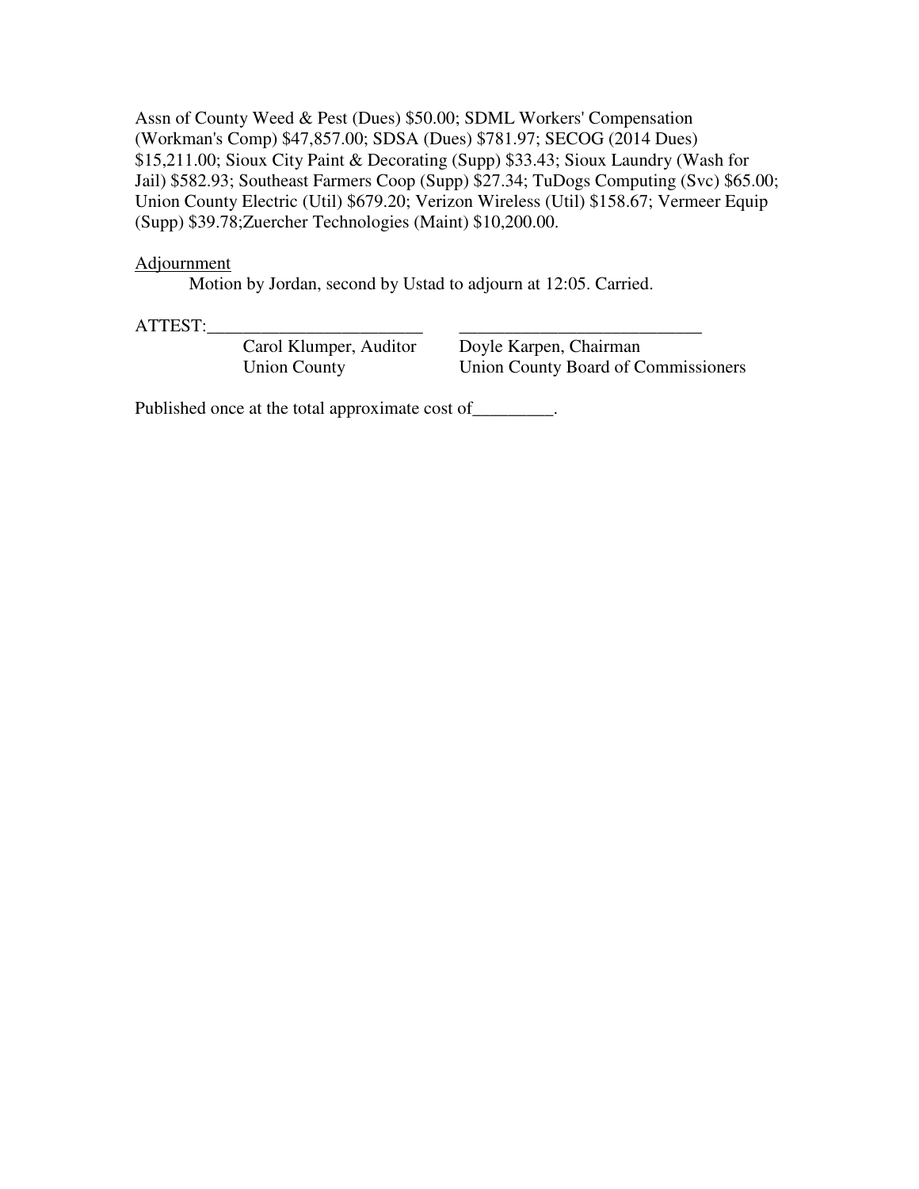Assn of County Weed & Pest (Dues) $50.00; SDML Workers' Compensation (Workman's Comp) $47,857.00; SDSA (Dues) $781.97; SECOG (2014 Dues) $15,211.00; Sioux City Paint & Decorating (Supp) $33.43; Sioux Laundry (Wash for Jail) $582.93; Southeast Farmers Coop (Supp) $27.34; TuDogs Computing (Svc) $65.00; Union County Electric (Util) $679.20; Verizon Wireless (Util) $158.67; Vermeer Equip (Supp) $39.78;Zuercher Technologies (Maint) $10,200.00.

<u>Adjournment</u>

Motion by Jordan, second by Ustad to adjourn at 12:05. Carried.

ATTEST:________________________ ___________________________

Carol Klumper, Auditor
Union County

Doyle Karpen, Chairman
Union County Board of Commissioners

Published once at the total approximate cost of_________.